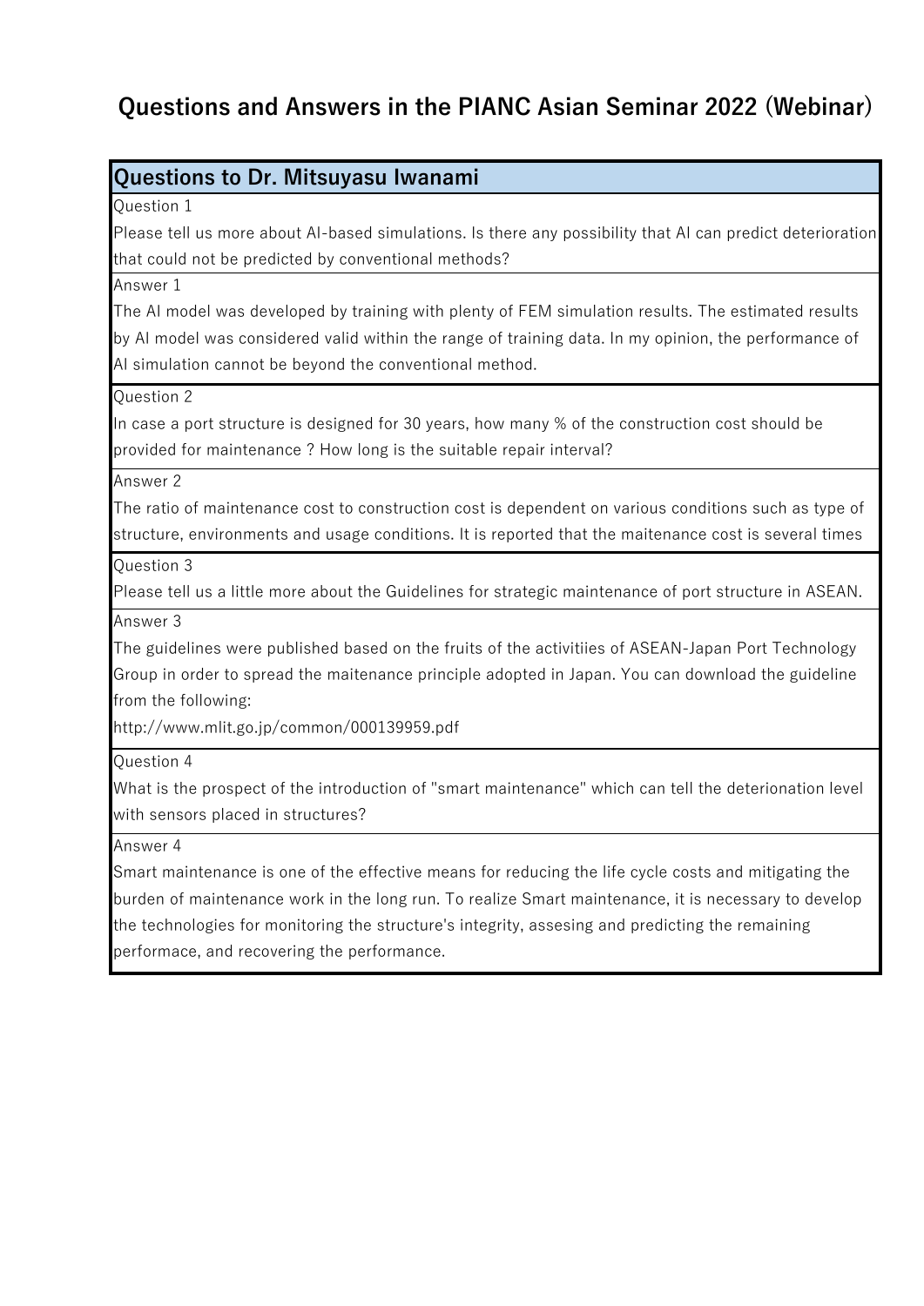# Questions and Answers in the PIANC Asian Seminar 2022 (Webinar)

## Questions to Dr. Mitsuyasu Iwanami

Question 1

Please tell us more about AI-based simulations. Is there any possibility that AI can predict deterioration that could not be predicted by conventional methods?

Answer 1

The AI model was developed by training with plenty of FEM simulation results. The estimated results by AI model was considered valid within the range of training data. In my opinion, the performance of AI simulation cannot be beyond the conventional method.

Question 2

In case a port structure is designed for 30 years, how many % of the construction cost should be provided for maintenance ? How long is the suitable repair interval?

Answer 2

The ratio of maintenance cost to construction cost is dependent on various conditions such as type of structure, environments and usage conditions. It is reported that the maitenance cost is several times

Question 3

Please tell us a little more about the Guidelines for strategic maintenance of port structure in ASEAN.

Answer 3

The guidelines were published based on the fruits of the activitiies of ASEAN-Japan Port Technology Group in order to spread the maitenance principle adopted in Japan. You can download the guideline from the following:
http://www.mlit.go.jp/common/000139959.pdf

Question 4

What is the prospect of the introduction of "smart maintenance" which can tell the deterionation level with sensors placed in structures?

Answer 4

Smart maintenance is one of the effective means for reducing the life cycle costs and mitigating the burden of maintenance work in the long run. To realize Smart maintenance, it is necessary to develop the technologies for monitoring the structure's integrity, assesing and predicting the remaining performace, and recovering the performance.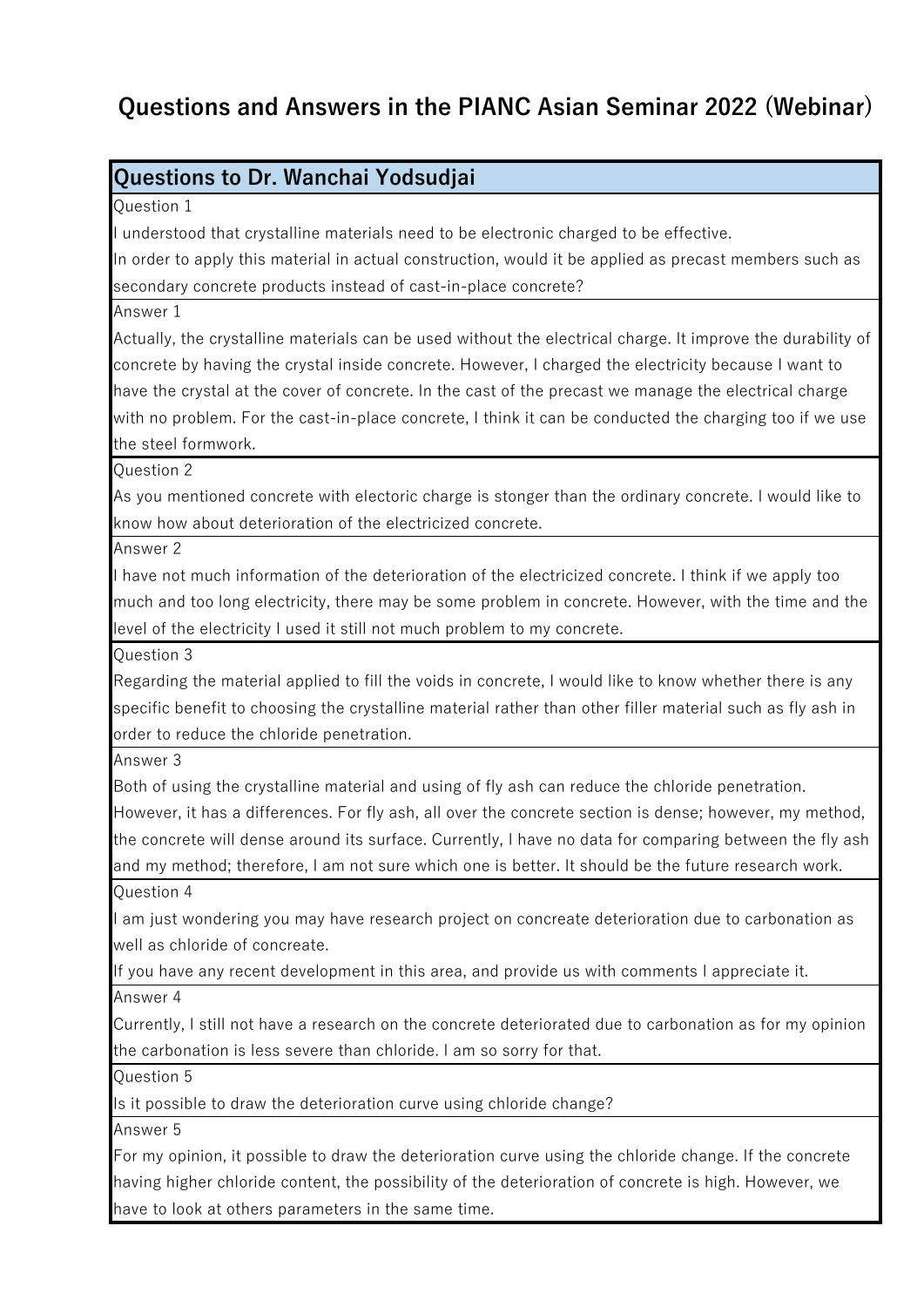# Questions and Answers in the PIANC Asian Seminar 2022 (Webinar)

## Questions to Dr. Wanchai Yodsudjai

Question 1

I understood that crystalline materials need to be electronic charged to be effective.
In order to apply this material in actual construction, would it be applied as precast members such as secondary concrete products instead of cast-in-place concrete?

Answer 1

Actually, the crystalline materials can be used without the electrical charge. It improve the durability of concrete by having the crystal inside concrete. However, I charged the electricity because I want to have the crystal at the cover of concrete. In the cast of the precast we manage the electrical charge with no problem. For the cast-in-place concrete, I think it can be conducted the charging too if we use the steel formwork.

Question 2

As you mentioned concrete with electoric charge is stonger than the ordinary concrete. I would like to know how about deterioration of the electricized concrete.

Answer 2

I have not much information of the deterioration of the electricized concrete. I think if we apply too much and too long electricity, there may be some problem in concrete. However, with the time and the level of the electricity I used it still not much problem to my concrete.

Question 3

Regarding the material applied to fill the voids in concrete, I would like to know whether there is any specific benefit to choosing the crystalline material rather than other filler material such as fly ash in order to reduce the chloride penetration.

Answer 3

Both of using the crystalline material and using of fly ash can reduce the chloride penetration. However, it has a differences. For fly ash, all over the concrete section is dense; however, my method, the concrete will dense around its surface. Currently, I have no data for comparing between the fly ash and my method; therefore, I am not sure which one is better. It should be the future research work.

Question 4

I am just wondering you may have research project on concreate deterioration due to carbonation as well as chloride of concreate.
If you have any recent development in this area, and provide us with comments I appreciate it.

Answer 4

Currently, I still not have a research on the concrete deteriorated due to carbonation as for my opinion the carbonation is less severe than chloride. I am so sorry for that.

Question 5

Is it possible to draw the deterioration curve using chloride change?

Answer 5

For my opinion, it possible to draw the deterioration curve using the chloride change. If the concrete having higher chloride content, the possibility of the deterioration of concrete is high. However, we have to look at others parameters in the same time.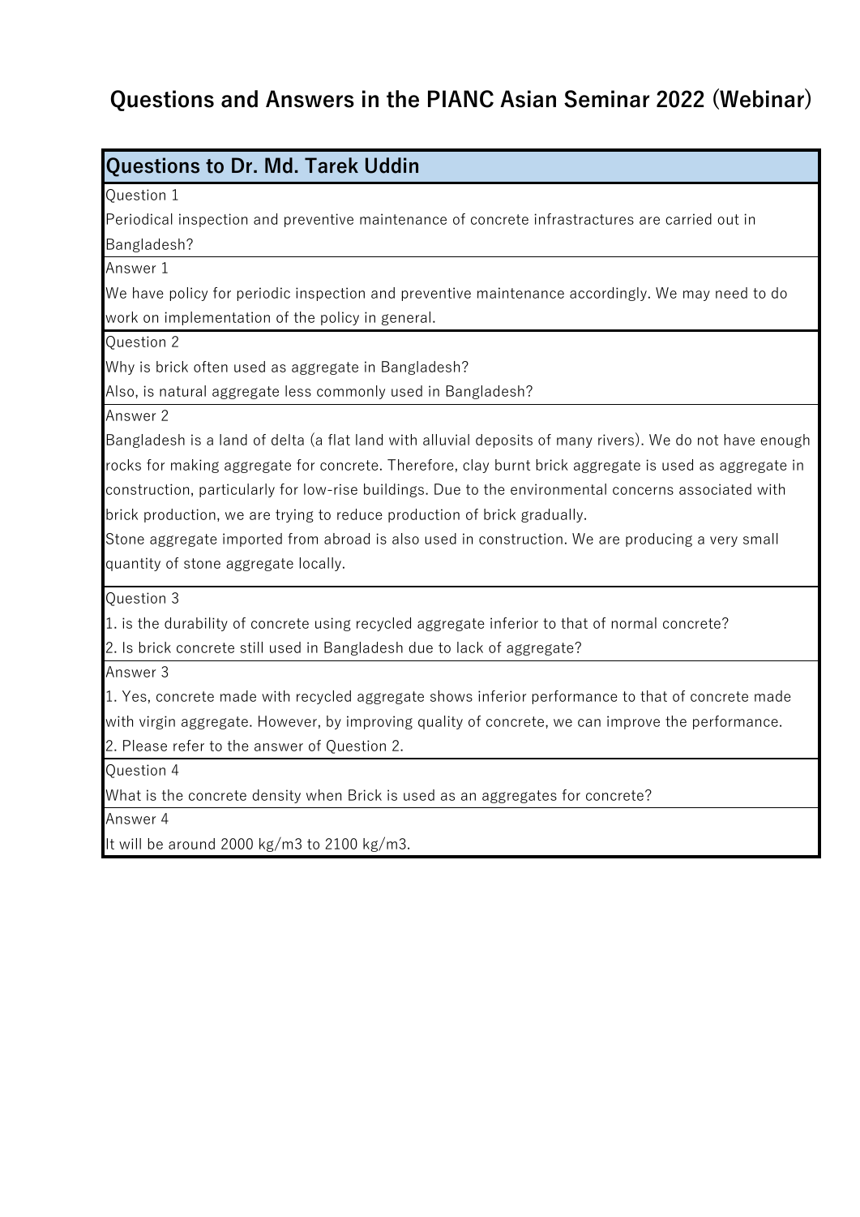# Questions and Answers in the PIANC Asian Seminar 2022 (Webinar)

## Questions to Dr. Md. Tarek Uddin

**Question 1**

Periodical inspection and preventive maintenance of concrete infrastructures are carried out in Bangladesh?

**Answer 1**

We have policy for periodic inspection and preventive maintenance accordingly. We may need to do work on implementation of the policy in general.

**Question 2**

Why is brick often used as aggregate in Bangladesh?

Also, is natural aggregate less commonly used in Bangladesh?

**Answer 2**

Bangladesh is a land of delta (a flat land with alluvial deposits of many rivers). We do not have enough rocks for making aggregate for concrete. Therefore, clay burnt brick aggregate is used as aggregate in construction, particularly for low-rise buildings. Due to the environmental concerns associated with brick production, we are trying to reduce production of brick gradually.

Stone aggregate imported from abroad is also used in construction. We are producing a very small quantity of stone aggregate locally.

**Question 3**

1. is the durability of concrete using recycled aggregate inferior to that of normal concrete?
2. Is brick concrete still used in Bangladesh due to lack of aggregate?

**Answer 3**

1. Yes, concrete made with recycled aggregate shows inferior performance to that of concrete made with virgin aggregate. However, by improving quality of concrete, we can improve the performance.
2. Please refer to the answer of Question 2.

**Question 4**

What is the concrete density when Brick is used as an aggregates for concrete?

**Answer 4**

It will be around 2000 kg/m3 to 2100 kg/m3.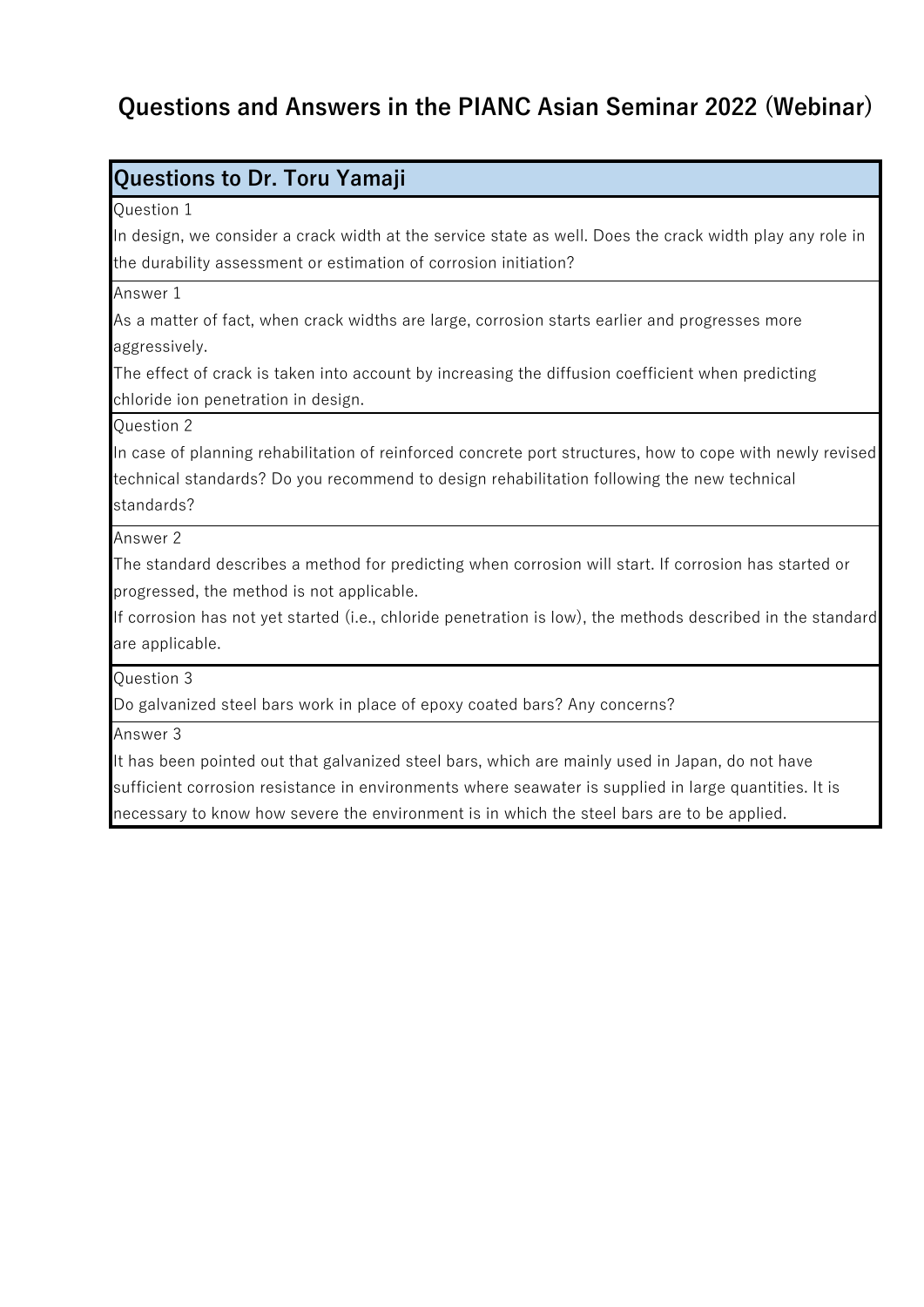# Questions and Answers in the PIANC Asian Seminar 2022 (Webinar)

## Questions to Dr. Toru Yamaji

Question 1

In design, we consider a crack width at the service state as well. Does the crack width play any role in the durability assessment or estimation of corrosion initiation?

Answer 1

As a matter of fact, when crack widths are large, corrosion starts earlier and progresses more aggressively.

The effect of crack is taken into account by increasing the diffusion coefficient when predicting chloride ion penetration in design.

Question 2

In case of planning rehabilitation of reinforced concrete port structures, how to cope with newly revised technical standards? Do you recommend to design rehabilitation following the new technical standards?

Answer 2

The standard describes a method for predicting when corrosion will start. If corrosion has started or progressed, the method is not applicable.

If corrosion has not yet started (i.e., chloride penetration is low), the methods described in the standard are applicable.

Question 3

Do galvanized steel bars work in place of epoxy coated bars? Any concerns?

Answer 3

It has been pointed out that galvanized steel bars, which are mainly used in Japan, do not have sufficient corrosion resistance in environments where seawater is supplied in large quantities. It is necessary to know how severe the environment is in which the steel bars are to be applied.